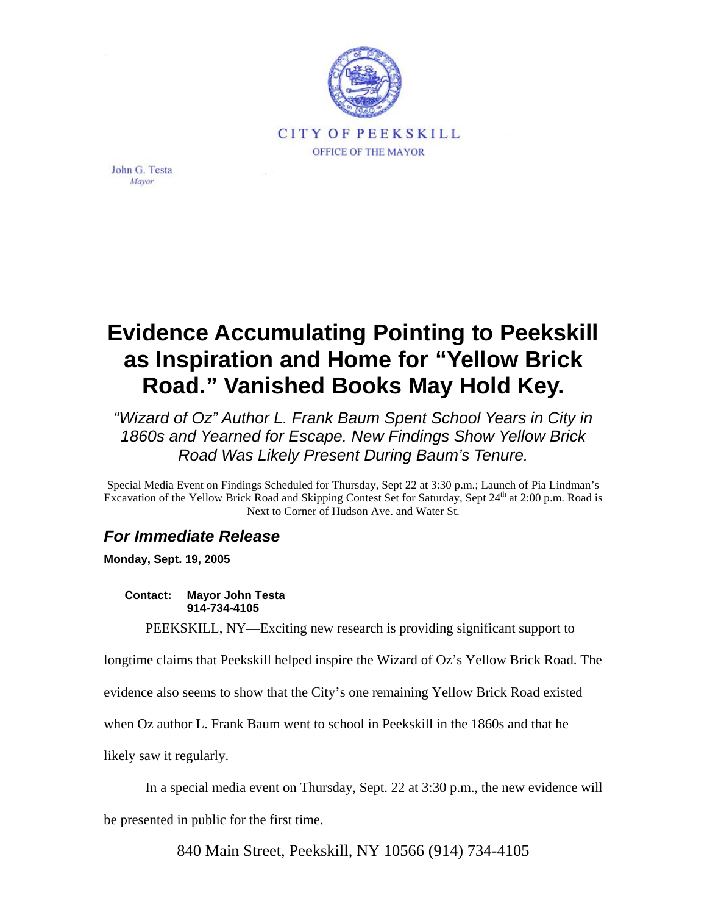CITY OF PEEKSKILL
OFFICE OF THE MAYOR

John G. Testa
*Mayor*

# Evidence Accumulating Pointing to Peekskill as Inspiration and Home for "Yellow Brick Road." Vanished Books May Hold Key.

*"Wizard of Oz" Author L. Frank Baum Spent School Years in City in 1860s and Yearned for Escape. New Findings Show Yellow Brick Road Was Likely Present During Baum's Tenure.*

Special Media Event on Findings Scheduled for Thursday, Sept 22 at 3:30 p.m.; Launch of Pia Lindman's Excavation of the Yellow Brick Road and Skipping Contest Set for Saturday, Sept 24th at 2:00 p.m. Road is Next to Corner of Hudson Ave. and Water St.

## *For Immediate Release*

**Monday, Sept. 19, 2005**

**Contact: Mayor John Testa**
**914-734-4105**

PEEKSKILL, NY—Exciting new research is providing significant support to longtime claims that Peekskill helped inspire the Wizard of Oz's Yellow Brick Road. The evidence also seems to show that the City's one remaining Yellow Brick Road existed when Oz author L. Frank Baum went to school in Peekskill in the 1860s and that he likely saw it regularly.

In a special media event on Thursday, Sept. 22 at 3:30 p.m., the new evidence will be presented in public for the first time.

840 Main Street, Peekskill, NY 10566 (914) 734-4105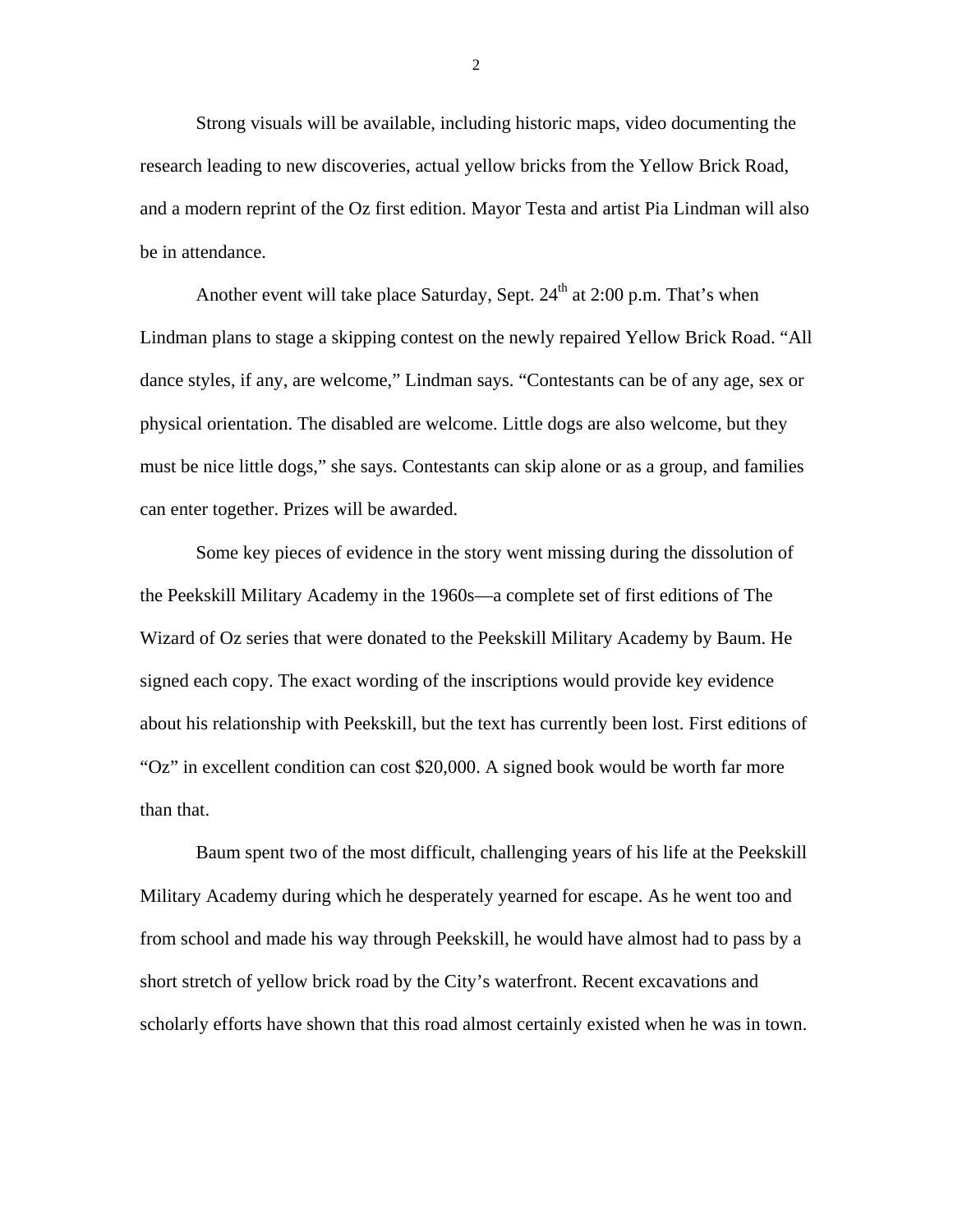Strong visuals will be available, including historic maps, video documenting the research leading to new discoveries, actual yellow bricks from the Yellow Brick Road, and a modern reprint of the Oz first edition. Mayor Testa and artist Pia Lindman will also be in attendance.

Another event will take place Saturday, Sept. 24th at 2:00 p.m. That's when Lindman plans to stage a skipping contest on the newly repaired Yellow Brick Road. "All dance styles, if any, are welcome," Lindman says. "Contestants can be of any age, sex or physical orientation. The disabled are welcome. Little dogs are also welcome, but they must be nice little dogs," she says. Contestants can skip alone or as a group, and families can enter together. Prizes will be awarded.

Some key pieces of evidence in the story went missing during the dissolution of the Peekskill Military Academy in the 1960s—a complete set of first editions of The Wizard of Oz series that were donated to the Peekskill Military Academy by Baum. He signed each copy. The exact wording of the inscriptions would provide key evidence about his relationship with Peekskill, but the text has currently been lost. First editions of "Oz" in excellent condition can cost $20,000. A signed book would be worth far more than that.

Baum spent two of the most difficult, challenging years of his life at the Peekskill Military Academy during which he desperately yearned for escape. As he went too and from school and made his way through Peekskill, he would have almost had to pass by a short stretch of yellow brick road by the City's waterfront. Recent excavations and scholarly efforts have shown that this road almost certainly existed when he was in town.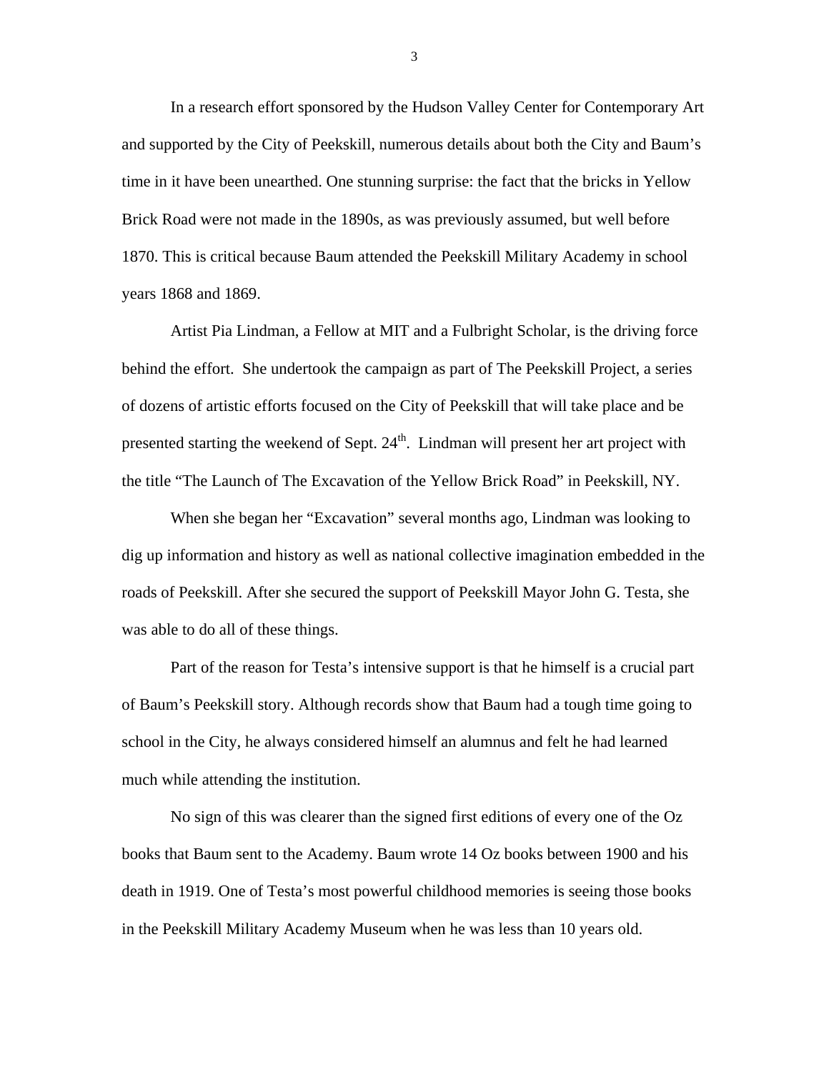In a research effort sponsored by the Hudson Valley Center for Contemporary Art and supported by the City of Peekskill, numerous details about both the City and Baum's time in it have been unearthed. One stunning surprise: the fact that the bricks in Yellow Brick Road were not made in the 1890s, as was previously assumed, but well before 1870. This is critical because Baum attended the Peekskill Military Academy in school years 1868 and 1869.

Artist Pia Lindman, a Fellow at MIT and a Fulbright Scholar, is the driving force behind the effort. She undertook the campaign as part of The Peekskill Project, a series of dozens of artistic efforts focused on the City of Peekskill that will take place and be presented starting the weekend of Sept. 24th. Lindman will present her art project with the title "The Launch of The Excavation of the Yellow Brick Road" in Peekskill, NY.

When she began her "Excavation" several months ago, Lindman was looking to dig up information and history as well as national collective imagination embedded in the roads of Peekskill. After she secured the support of Peekskill Mayor John G. Testa, she was able to do all of these things.

Part of the reason for Testa's intensive support is that he himself is a crucial part of Baum's Peekskill story. Although records show that Baum had a tough time going to school in the City, he always considered himself an alumnus and felt he had learned much while attending the institution.

No sign of this was clearer than the signed first editions of every one of the Oz books that Baum sent to the Academy. Baum wrote 14 Oz books between 1900 and his death in 1919. One of Testa's most powerful childhood memories is seeing those books in the Peekskill Military Academy Museum when he was less than 10 years old.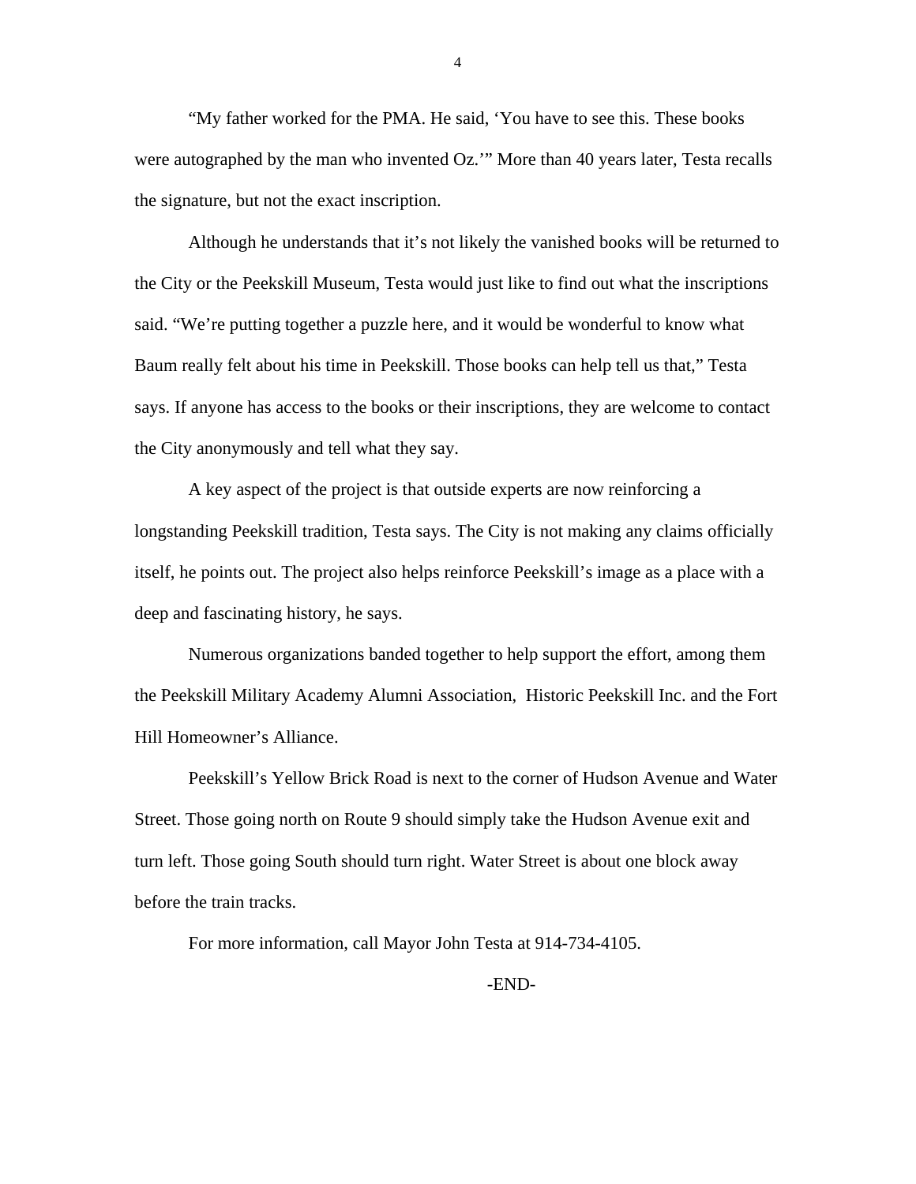"My father worked for the PMA. He said, 'You have to see this. These books were autographed by the man who invented Oz.'" More than 40 years later, Testa recalls the signature, but not the exact inscription.

Although he understands that it's not likely the vanished books will be returned to the City or the Peekskill Museum, Testa would just like to find out what the inscriptions said. "We're putting together a puzzle here, and it would be wonderful to know what Baum really felt about his time in Peekskill. Those books can help tell us that," Testa says. If anyone has access to the books or their inscriptions, they are welcome to contact the City anonymously and tell what they say.

A key aspect of the project is that outside experts are now reinforcing a longstanding Peekskill tradition, Testa says. The City is not making any claims officially itself, he points out. The project also helps reinforce Peekskill's image as a place with a deep and fascinating history, he says.

Numerous organizations banded together to help support the effort, among them the Peekskill Military Academy Alumni Association, Historic Peekskill Inc. and the Fort Hill Homeowner's Alliance.

Peekskill's Yellow Brick Road is next to the corner of Hudson Avenue and Water Street. Those going north on Route 9 should simply take the Hudson Avenue exit and turn left. Those going South should turn right. Water Street is about one block away before the train tracks.

For more information, call Mayor John Testa at 914-734-4105.

-END-